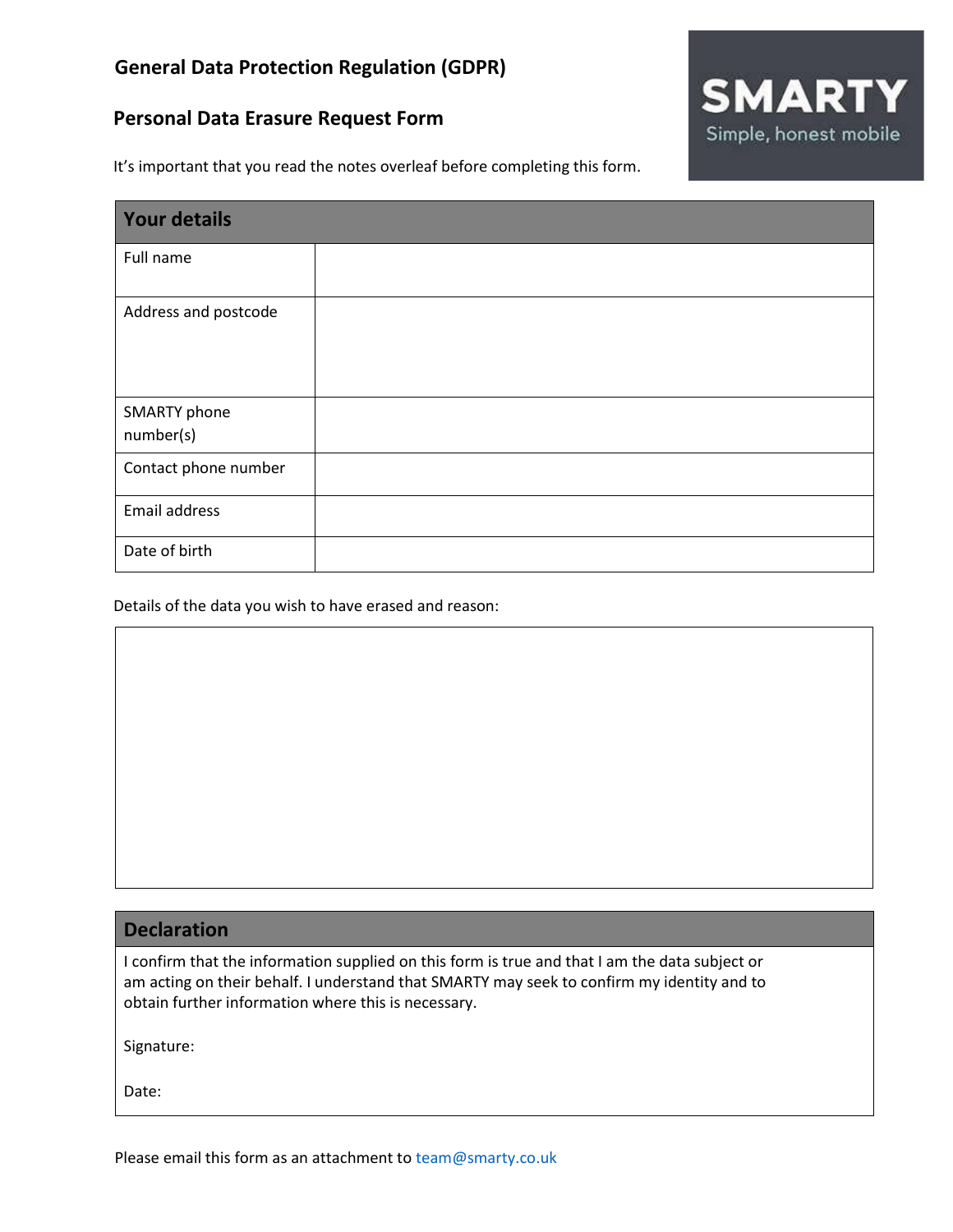# General Data Protection Regulation (GDPR)

## Personal Data Erasure Request Form

SMARTY
Simple, honest mobile

It's important that you read the notes overleaf before completing this form.

| Your details | |
|---|---|
| Full name | |
| Address and postcode | |
| SMARTY phone number(s) | |
| Contact phone number | |
| Email address | |
| Date of birth | |

Details of the data you wish to have erased and reason:

| |
|---|
| |

### Declaration

I confirm that the information supplied on this form is true and that I am the data subject or am acting on their behalf. I understand that SMARTY may seek to confirm my identity and to obtain further information where this is necessary.

Signature:

Date:

Please email this form as an attachment to team@smarty.co.uk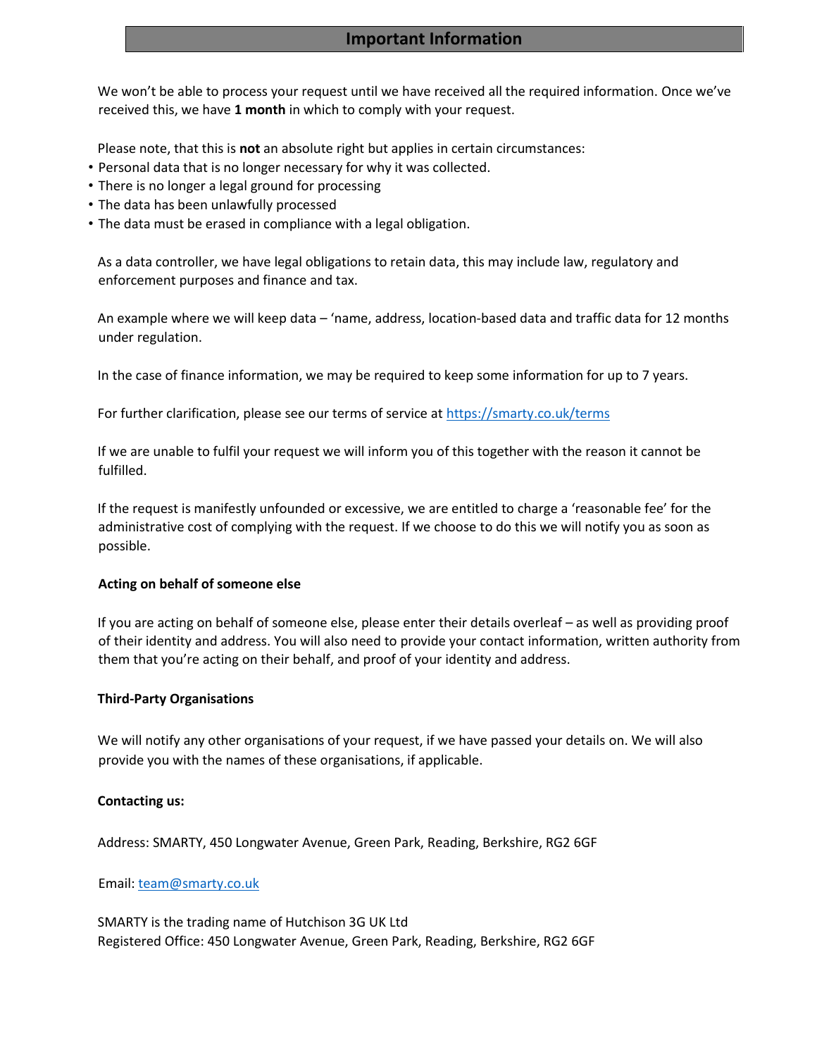## Important Information

We won't be able to process your request until we have received all the required information. Once we've received this, we have **1 month** in which to comply with your request.

Please note, that this is **not** an absolute right but applies in certain circumstances:

- Personal data that is no longer necessary for why it was collected.
- There is no longer a legal ground for processing
- The data has been unlawfully processed
- The data must be erased in compliance with a legal obligation.

As a data controller, we have legal obligations to retain data, this may include law, regulatory and enforcement purposes and finance and tax.

An example where we will keep data – 'name, address, location-based data and traffic data for 12 months under regulation.

In the case of finance information, we may be required to keep some information for up to 7 years.

For further clarification, please see our terms of service at https://smarty.co.uk/terms

If we are unable to fulfil your request we will inform you of this together with the reason it cannot be fulfilled.

If the request is manifestly unfounded or excessive, we are entitled to charge a 'reasonable fee' for the administrative cost of complying with the request. If we choose to do this we will notify you as soon as possible.

**Acting on behalf of someone else**

If you are acting on behalf of someone else, please enter their details overleaf – as well as providing proof of their identity and address. You will also need to provide your contact information, written authority from them that you're acting on their behalf, and proof of your identity and address.

**Third-Party Organisations**

We will notify any other organisations of your request, if we have passed your details on. We will also provide you with the names of these organisations, if applicable.

**Contacting us:**

Address: SMARTY, 450 Longwater Avenue, Green Park, Reading, Berkshire, RG2 6GF

Email: team@smarty.co.uk

SMARTY is the trading name of Hutchison 3G UK Ltd
Registered Office: 450 Longwater Avenue, Green Park, Reading, Berkshire, RG2 6GF